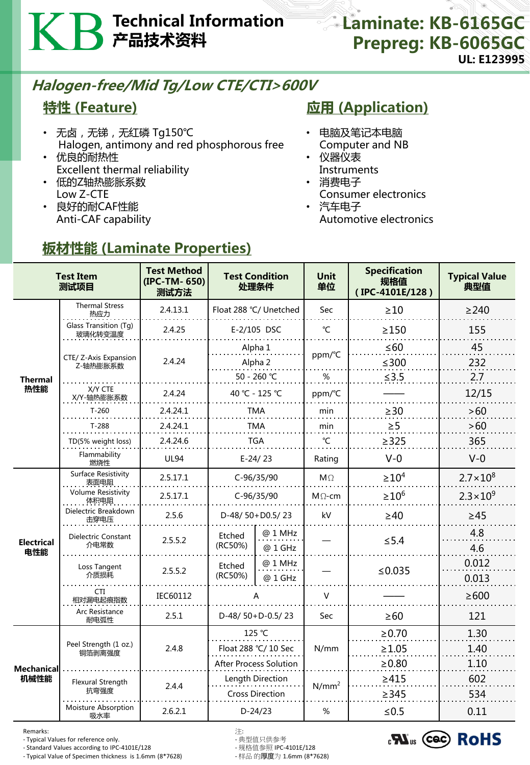# KB Technical Information 产品技术资料

**Laminate: KB-6165GC**
**Prepreg: KB-6065GC**
**UL: E123995**

## *Halogen-free/Mid Tg/Low CTE/CTI>600V*

## 特性 (Feature)

- 无卤，无锑，无红磷 Tg150℃
  Halogen, antimony and red phosphorus free
- 优良的耐热性
  Excellent thermal reliability
- 低的Z轴热膨胀系数
  Low Z-CTE
- 良好的耐CAF性能
  Anti-CAF capability

## 应用 (Application)

- 电脑及笔记本电脑
  Computer and NB
- 仪器仪表
  Instruments
- 消费电子
  Consumer electronics
- 汽车电子
  Automotive electronics

## 板材性能 (Laminate Properties)

| Test Item 测试项目 | | Test Method (IPC-TM- 650) 测试方法 | Test Condition 处理条件 | | Unit 单位 | Specification 规格值 ( IPC-4101E/128 ) | Typical Value 典型值 |
|---|---|---|---|---|---|---|---|
| Thermal 热性能 | Thermal Stress 热应力 | 2.4.13.1 | Float 288 ℃/ Unetched | | Sec | ≥10 | ≥240 |
| | Glass Transition (Tg) 玻璃化转变温度 | 2.4.25 | E-2/105 DSC | | ℃ | ≥150 | 155 |
| | CTE/ Z-Axis Expansion Z-轴热膨胀系数 | 2.4.24 | Alpha 1 | | ppm/℃ | ≤60 | 45 |
| | | | Alpha 2 | | ppm/℃ | ≤300 | 232 |
| | | | 50 - 260 ℃ | | % | ≤3.5 | 2.7 |
| | X/Y CTE X/Y-轴热膨胀系数 | 2.4.24 | 40 ℃ - 125 ℃ | | ppm/℃ | —— | 12/15 |
| | T-260 | 2.4.24.1 | TMA | | min | ≥30 | >60 |
| | T-288 | 2.4.24.1 | TMA | | min | ≥5 | >60 |
| | TD(5% weight loss) | 2.4.24.6 | TGA | | ℃ | ≥325 | 365 |
| | Flammability 燃烧性 | UL94 | E-24/ 23 | | Rating | V-0 | V-0 |
| Electrical 电性能 | Surface Resistivity 表面电阻 | 2.5.17.1 | C-96/35/90 | | MΩ | $\geq 10^4$ | $2.7\times10^8$ |
| | Volume Resistivity 体积电阻 | 2.5.17.1 | C-96/35/90 | | MΩ-cm | $\geq 10^6$ | $2.3\times10^9$ |
| | Dielectric Breakdown 击穿电压 | 2.5.6 | D-48/ 50+D0.5/ 23 | | kV | ≥40 | ≥45 |
| | Dielectric Constant 介电常数 | 2.5.5.2 | Etched (RC50%) | @ 1 MHz | — | ≤5.4 | 4.8 |
| | | | | @ 1 GHz | | | 4.6 |
| | Loss Tangent 介质损耗 | 2.5.5.2 | Etched (RC50%) | @ 1 MHz | — | ≤0.035 | 0.012 |
| | | | | @ 1 GHz | | | 0.013 |
| | CTI 相对漏电起痕指数 | IEC60112 | A | | V | —— | ≥600 |
| | Arc Resistance 耐电弧性 | 2.5.1 | D-48/ 50+D-0.5/ 23 | | Sec | ≥60 | 121 |
| Mechanical 机械性能 | Peel Strength (1 oz.) 铜箔剥离强度 | 2.4.8 | 125 ℃ | | N/mm | ≥0.70 | 1.30 |
| | | | Float 288 ℃/ 10 Sec | | | ≥1.05 | 1.40 |
| | | | After Process Solution | | | ≥0.80 | 1.10 |
| | Flexural Strength 抗弯强度 | 2.4.4 | Length Direction | | $N/mm^2$ | ≥415 | 602 |
| | | | Cross Direction | | | ≥345 | 534 |
| | Moisture Absorption 吸水率 | 2.6.2.1 | D-24/23 | | % | ≤0.5 | 0.11 |

Remarks:
- Typical Values for reference only.
- Standard Values according to IPC-4101E/128
- Typical Value of Specimen thickness is 1.6mm (8*7628)

注:
- 典型值只供参考
- 规格值参照 IPC-4101E/128
- 样品 的**厚度**为 1.6mm (8*7628)

c UL us · CQC · RoHS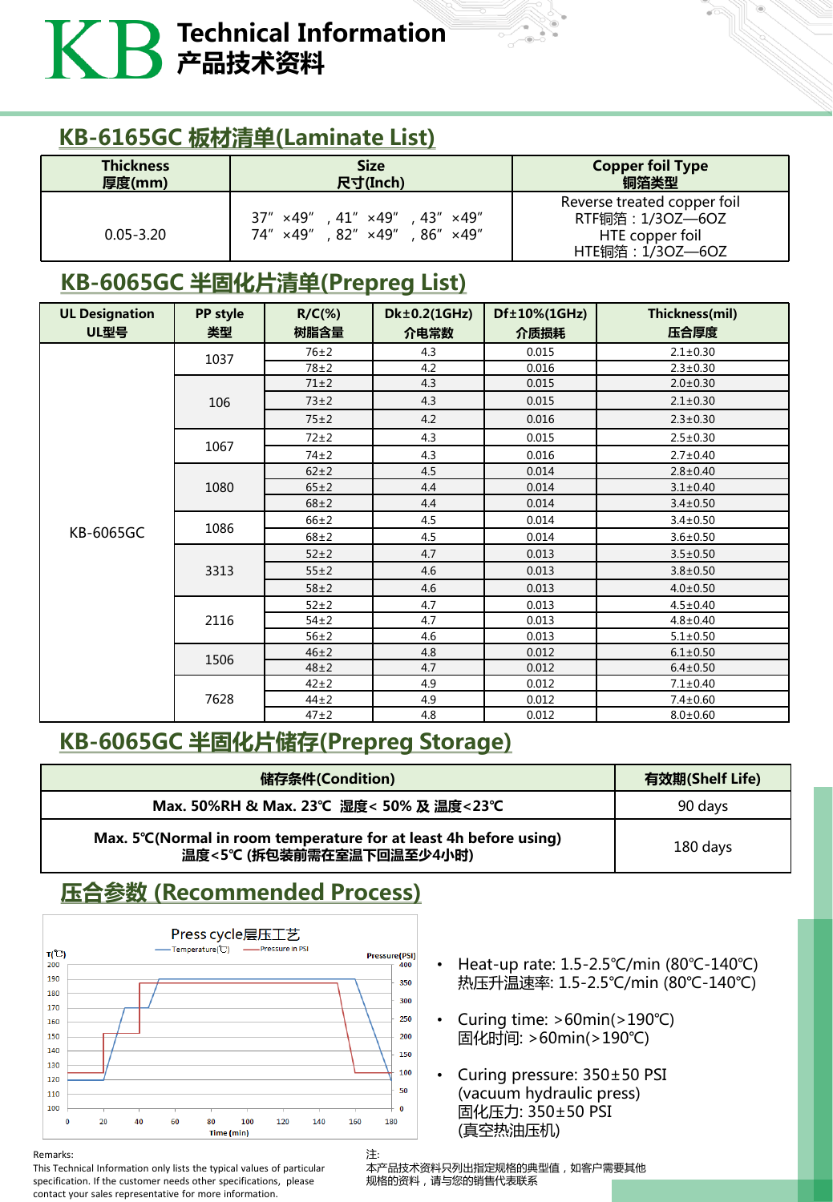# KB Technical Information 产品技术资料

## KB-6165GC 板材清单(Laminate List)

| Thickness 厚度(mm) | Size 尺寸(Inch) | Copper foil Type 铜箔类型 |
| --- | --- | --- |
| 0.05-3.20 | 37″ ×49″ , 41″ ×49″ , 43″ ×49″ 74″ ×49″ , 82″ ×49″ , 86″ ×49″ | Reverse treated copper foil RTF铜箔：1/3OZ—6OZ HTE copper foil HTE铜箔：1/3OZ—6OZ |

## KB-6065GC 半固化片清单(Prepreg List)

| UL Designation UL型号 | PP style 类型 | R/C(%) 树脂含量 | Dk±0.2(1GHz) 介电常数 | Df±10%(1GHz) 介质损耗 | Thickness(mil) 压合厚度 |
| --- | --- | --- | --- | --- | --- |
| KB-6065GC | 1037 | 76±2 | 4.3 | 0.015 | 2.1±0.30 |
| | | 78±2 | 4.2 | 0.016 | 2.3±0.30 |
| | 106 | 71±2 | 4.3 | 0.015 | 2.0±0.30 |
| | | 73±2 | 4.3 | 0.015 | 2.1±0.30 |
| | | 75±2 | 4.2 | 0.016 | 2.3±0.30 |
| | 1067 | 72±2 | 4.3 | 0.015 | 2.5±0.30 |
| | | 74±2 | 4.3 | 0.016 | 2.7±0.40 |
| | 1080 | 62±2 | 4.5 | 0.014 | 2.8±0.40 |
| | | 65±2 | 4.4 | 0.014 | 3.1±0.40 |
| | | 68±2 | 4.4 | 0.014 | 3.4±0.50 |
| | 1086 | 66±2 | 4.5 | 0.014 | 3.4±0.50 |
| | | 68±2 | 4.5 | 0.014 | 3.6±0.50 |
| | 3313 | 52±2 | 4.7 | 0.013 | 3.5±0.50 |
| | | 55±2 | 4.6 | 0.013 | 3.8±0.50 |
| | | 58±2 | 4.6 | 0.013 | 4.0±0.50 |
| | 2116 | 52±2 | 4.7 | 0.013 | 4.5±0.40 |
| | | 54±2 | 4.7 | 0.013 | 4.8±0.40 |
| | | 56±2 | 4.6 | 0.013 | 5.1±0.50 |
| | 1506 | 46±2 | 4.8 | 0.012 | 6.1±0.50 |
| | | 48±2 | 4.7 | 0.012 | 6.4±0.50 |
| | 7628 | 42±2 | 4.9 | 0.012 | 7.1±0.40 |
| | | 44±2 | 4.9 | 0.012 | 7.4±0.60 |
| | | 47±2 | 4.8 | 0.012 | 8.0±0.60 |

## KB-6065GC 半固化片储存(Prepreg Storage)

| 储存条件(Condition) | 有效期(Shelf Life) |
| --- | --- |
| Max. 50%RH & Max. 23℃ 湿度< 50% 及 温度<23℃ | 90 days |
| Max. 5℃(Normal in room temperature for at least 4h before using) 温度<5℃ (拆包装前需在室温下回温至少4小时) | 180 days |

## 压合参数 (Recommended Process)

Press cycle层压工艺
Temperature(℃)
Pressure in PSI
T(℃)
Pressure(PSI)
Time (min)

- Heat-up rate: 1.5-2.5℃/min (80℃-140℃)
  热压升温速率: 1.5-2.5℃/min (80℃-140℃)
- Curing time: >60min(>190℃)
  固化时间: >60min(>190℃)
- Curing pressure: 350±50 PSI
  (vacuum hydraulic press)
  固化压力: 350±50 PSI
  (真空热油压机)

Remarks:
This Technical Information only lists the typical values of particular specification. If the customer needs other specifications, please contact your sales representative for more information.

注:
本产品技术资料只列出指定规格的典型值，如客户需要其他规格的资料，请与您的销售代表联系